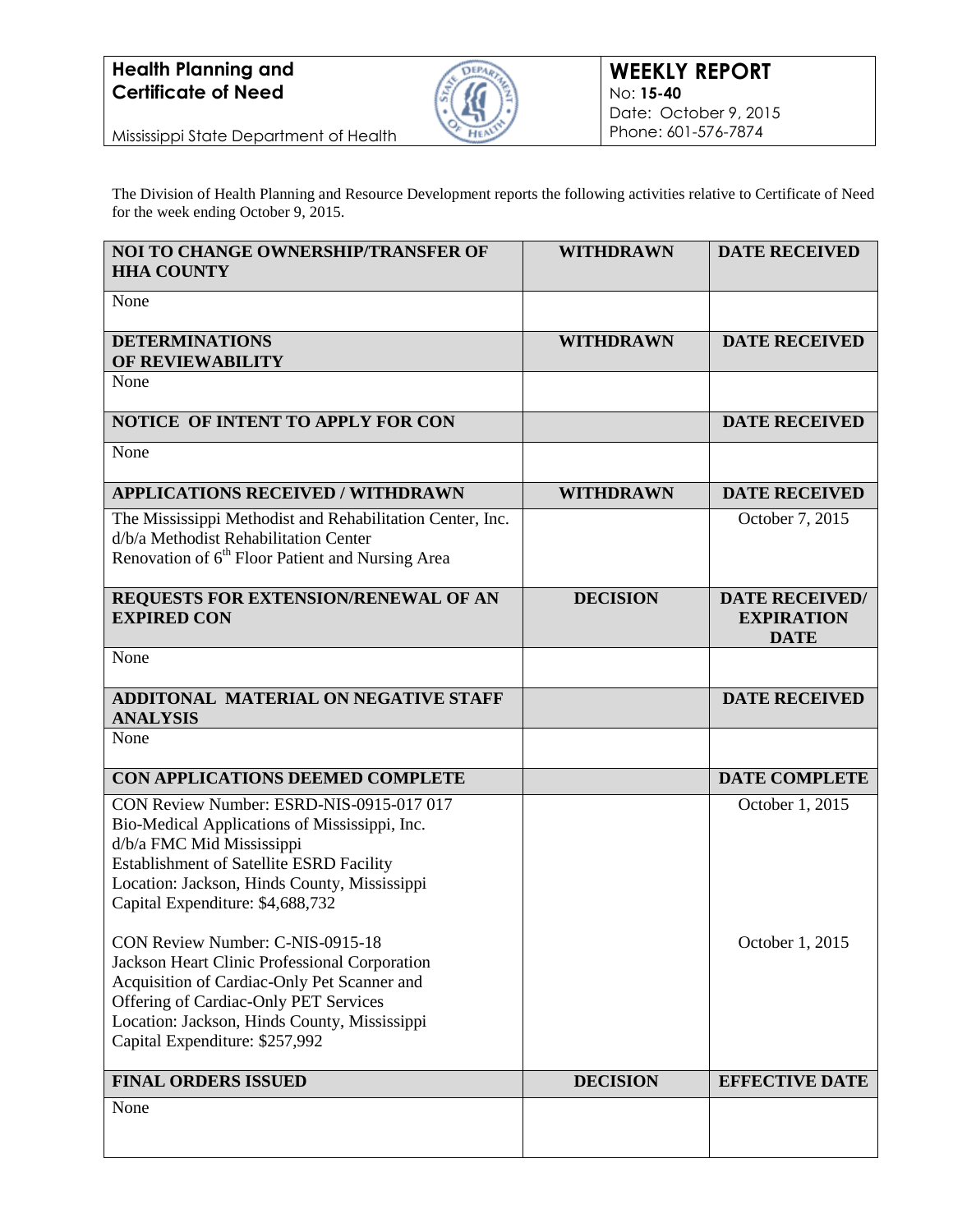**Health Planning and Certificate of Need**

Mississippi State Department of Health

**WEEKLY REPORT**
No: **15-40**
Date: October 9, 2015
Phone: 601-576-7874

The Division of Health Planning and Resource Development reports the following activities relative to Certificate of Need for the week ending October 9, 2015.

| NOI TO CHANGE OWNERSHIP/TRANSFER OF HHA COUNTY | WITHDRAWN | DATE RECEIVED |
|---|---|---|
| None | | |
| **DETERMINATIONS OF REVIEWABILITY** | **WITHDRAWN** | **DATE RECEIVED** |
| None | | |
| **NOTICE OF INTENT TO APPLY FOR CON** | | **DATE RECEIVED** |
| None | | |
| **APPLICATIONS RECEIVED / WITHDRAWN** | **WITHDRAWN** | **DATE RECEIVED** |
| The Mississippi Methodist and Rehabilitation Center, Inc. d/b/a Methodist Rehabilitation Center Renovation of 6th Floor Patient and Nursing Area | | October 7, 2015 |
| **REQUESTS FOR EXTENSION/RENEWAL OF AN EXPIRED CON** | **DECISION** | **DATE RECEIVED/ EXPIRATION DATE** |
| None | | |
| **ADDITONAL MATERIAL ON NEGATIVE STAFF ANALYSIS** | | **DATE RECEIVED** |
| None | | |
| **CON APPLICATIONS DEEMED COMPLETE** | | **DATE COMPLETE** |
| CON Review Number: ESRD-NIS-0915-017 017<br>Bio-Medical Applications of Mississippi, Inc.<br>d/b/a FMC Mid Mississippi<br>Establishment of Satellite ESRD Facility<br>Location: Jackson, Hinds County, Mississippi<br>Capital Expenditure: $4,688,732 | | October 1, 2015 |
| CON Review Number: C-NIS-0915-18<br>Jackson Heart Clinic Professional Corporation<br>Acquisition of Cardiac-Only Pet Scanner and Offering of Cardiac-Only PET Services<br>Location: Jackson, Hinds County, Mississippi<br>Capital Expenditure: $257,992 | | October 1, 2015 |
| **FINAL ORDERS ISSUED** | **DECISION** | **EFFECTIVE DATE** |
| None | | |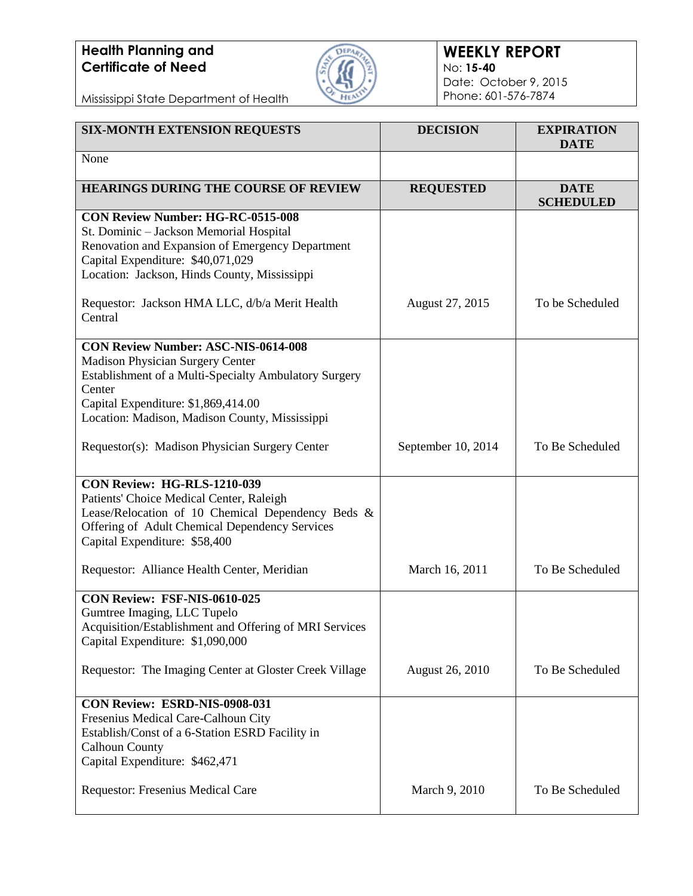**Health Planning and Certificate of Need**

Mississippi State Department of Health

**WEEKLY REPORT**
No: **15-40**
Date: October 9, 2015
Phone: 601-576-7874

| SIX-MONTH EXTENSION REQUESTS | DECISION | EXPIRATION DATE |
|---|---|---|
| None | | |

| HEARINGS DURING THE COURSE OF REVIEW | REQUESTED | DATE SCHEDULED |
|---|---|---|
| **CON Review Number: HG-RC-0515-008**<br>St. Dominic – Jackson Memorial Hospital<br>Renovation and Expansion of Emergency Department<br>Capital Expenditure: $40,071,029<br>Location: Jackson, Hinds County, Mississippi<br><br>Requestor: Jackson HMA LLC, d/b/a Merit Health Central | August 27, 2015 | To be Scheduled |
| **CON Review Number: ASC-NIS-0614-008**<br>Madison Physician Surgery Center<br>Establishment of a Multi-Specialty Ambulatory Surgery Center<br>Capital Expenditure: $1,869,414.00<br>Location: Madison, Madison County, Mississippi<br><br>Requestor(s): Madison Physician Surgery Center | September 10, 2014 | To Be Scheduled |
| **CON Review: HG-RLS-1210-039**<br>Patients' Choice Medical Center, Raleigh<br>Lease/Relocation of 10 Chemical Dependency Beds & Offering of Adult Chemical Dependency Services<br>Capital Expenditure: $58,400<br><br>Requestor: Alliance Health Center, Meridian | March 16, 2011 | To Be Scheduled |
| **CON Review: FSF-NIS-0610-025**<br>Gumtree Imaging, LLC Tupelo<br>Acquisition/Establishment and Offering of MRI Services<br>Capital Expenditure: $1,090,000<br><br>Requestor: The Imaging Center at Gloster Creek Village | August 26, 2010 | To Be Scheduled |
| **CON Review: ESRD-NIS-0908-031**<br>Fresenius Medical Care-Calhoun City<br>Establish/Const of a 6-Station ESRD Facility in Calhoun County<br>Capital Expenditure: $462,471<br><br>Requestor: Fresenius Medical Care | March 9, 2010 | To Be Scheduled |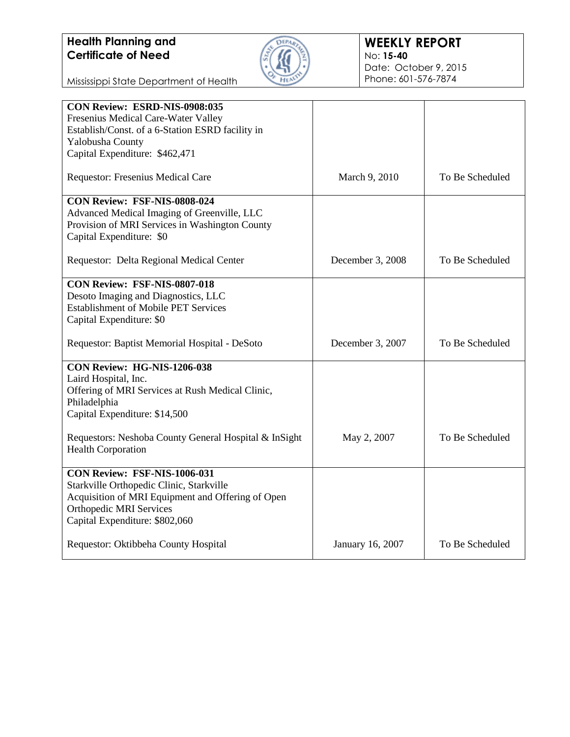| | | |
|---|---|---|
| **CON Review: ESRD-NIS-0908:035**<br>Fresenius Medical Care-Water Valley<br>Establish/Const. of a 6-Station ESRD facility in Yalobusha County<br>Capital Expenditure: $462,471<br><br>Requestor: Fresenius Medical Care | March 9, 2010 | To Be Scheduled |
| **CON Review: FSF-NIS-0808-024**<br>Advanced Medical Imaging of Greenville, LLC<br>Provision of MRI Services in Washington County<br>Capital Expenditure: $0<br><br>Requestor: Delta Regional Medical Center | December 3, 2008 | To Be Scheduled |
| **CON Review: FSF-NIS-0807-018**<br>Desoto Imaging and Diagnostics, LLC<br>Establishment of Mobile PET Services<br>Capital Expenditure: $0<br><br>Requestor: Baptist Memorial Hospital - DeSoto | December 3, 2007 | To Be Scheduled |
| **CON Review: HG-NIS-1206-038**<br>Laird Hospital, Inc.<br>Offering of MRI Services at Rush Medical Clinic, Philadelphia<br>Capital Expenditure: $14,500<br><br>Requestors: Neshoba County General Hospital & InSight Health Corporation | May 2, 2007 | To Be Scheduled |
| **CON Review: FSF-NIS-1006-031**<br>Starkville Orthopedic Clinic, Starkville<br>Acquisition of MRI Equipment and Offering of Open Orthopedic MRI Services<br>Capital Expenditure: $802,060<br><br>Requestor: Oktibbeha County Hospital | January 16, 2007 | To Be Scheduled |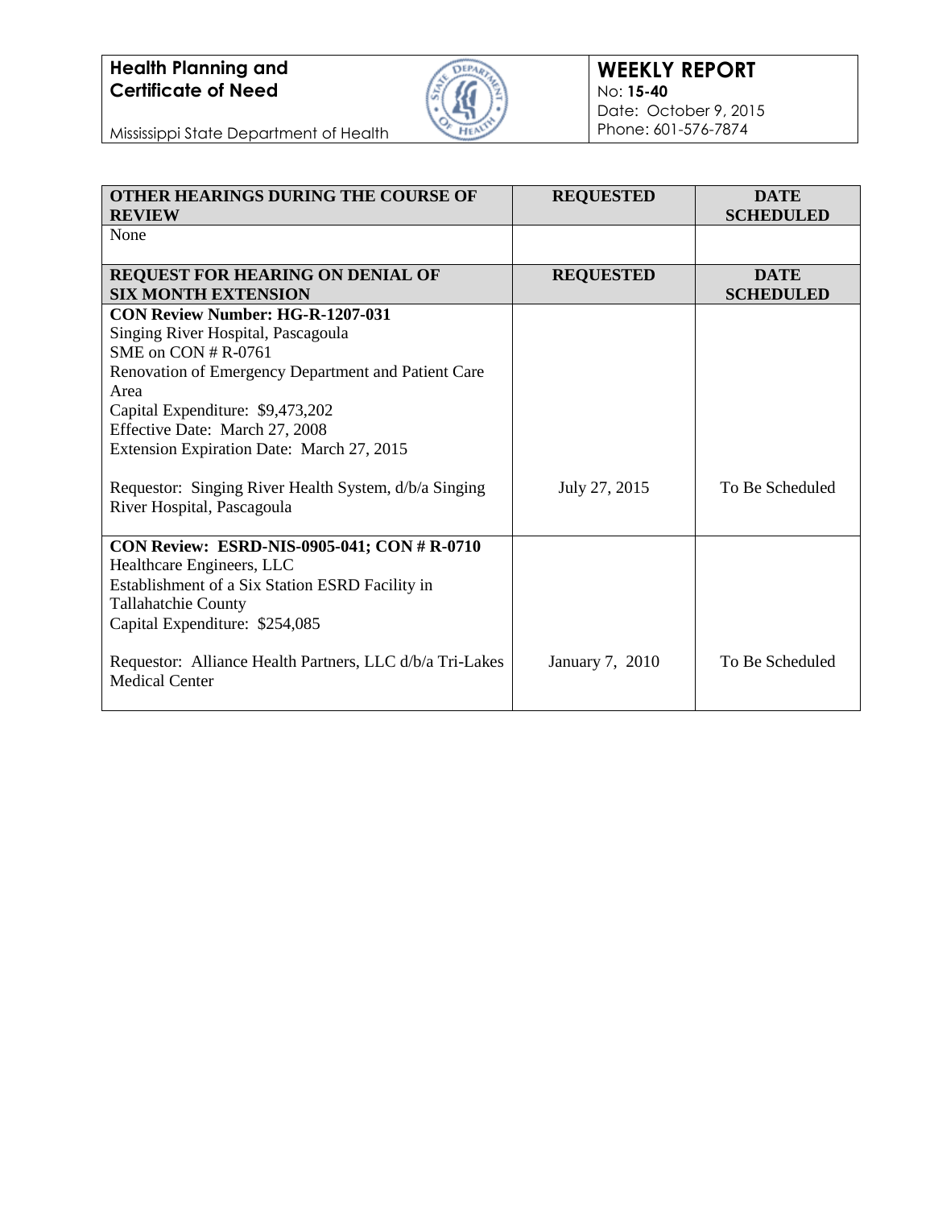| OTHER HEARINGS DURING THE COURSE OF REVIEW | REQUESTED | DATE SCHEDULED |
| --- | --- | --- |
| None | | |

| REQUEST FOR HEARING ON DENIAL OF SIX MONTH EXTENSION | REQUESTED | DATE SCHEDULED |
| --- | --- | --- |
| **CON Review Number: HG-R-1207-031**<br>Singing River Hospital, Pascagoula<br>SME on CON # R-0761<br>Renovation of Emergency Department and Patient Care Area<br>Capital Expenditure: $9,473,202<br>Effective Date: March 27, 2008<br>Extension Expiration Date: March 27, 2015<br><br>Requestor: Singing River Health System, d/b/a Singing River Hospital, Pascagoula | July 27, 2015 | To Be Scheduled |
| **CON Review: ESRD-NIS-0905-041; CON # R-0710**<br>Healthcare Engineers, LLC<br>Establishment of a Six Station ESRD Facility in Tallahatchie County<br>Capital Expenditure: $254,085<br><br>Requestor: Alliance Health Partners, LLC d/b/a Tri-Lakes Medical Center | January 7, 2010 | To Be Scheduled |